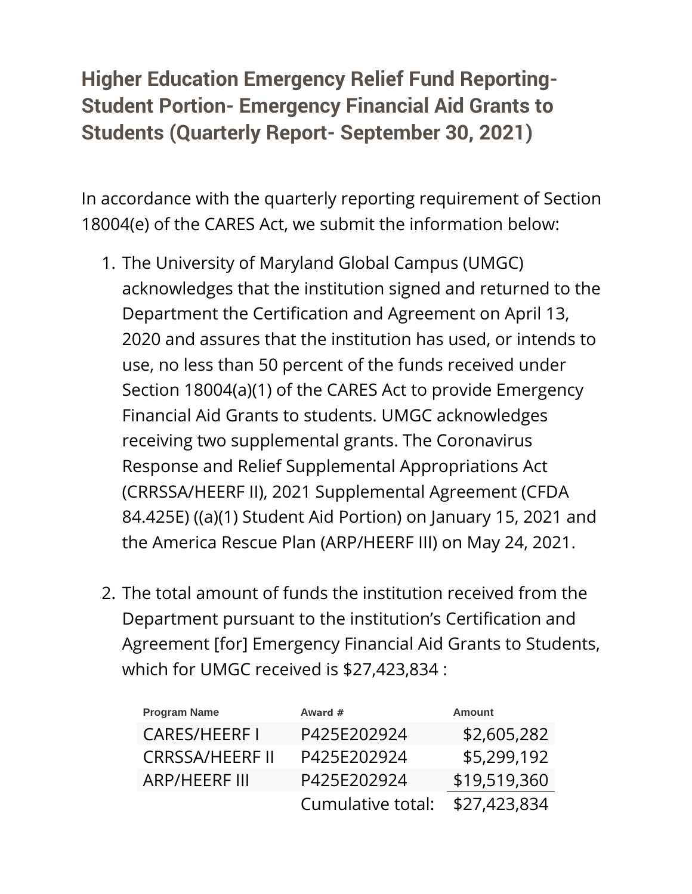## Higher Education Emergency Relief Fund Reporting- Student Portion- Emergency Financial Aid Grants to Students (Quarterly Report- September 30, 2021)

In accordance with the quarterly reporting requirement of Section 18004(e) of the CARES Act, we submit the information below:

1. The University of Maryland Global Campus (UMGC) acknowledges that the institution signed and returned to the Department the Certification and Agreement on April 13, 2020 and assures that the institution has used, or intends to use, no less than 50 percent of the funds received under Section 18004(a)(1) of the CARES Act to provide Emergency Financial Aid Grants to students. UMGC acknowledges receiving two supplemental grants. The Coronavirus Response and Relief Supplemental Appropriations Act (CRRSSA/HEERF II), 2021 Supplemental Agreement (CFDA 84.425E) ((a)(1) Student Aid Portion) on January 15, 2021 and the America Rescue Plan (ARP/HEERF III) on May 24, 2021.

2. The total amount of funds the institution received from the Department pursuant to the institution's Certification and Agreement [for] Emergency Financial Aid Grants to Students, which for UMGC received is $27,423,834 :

| Program Name | Award # | Amount |
|---|---|---|
| CARES/HEERF I | P425E202924 | $2,605,282 |
| CRRSSA/HEERF II | P425E202924 | $5,299,192 |
| ARP/HEERF III | P425E202924 | $19,519,360 |
| | Cumulative total: | $27,423,834 |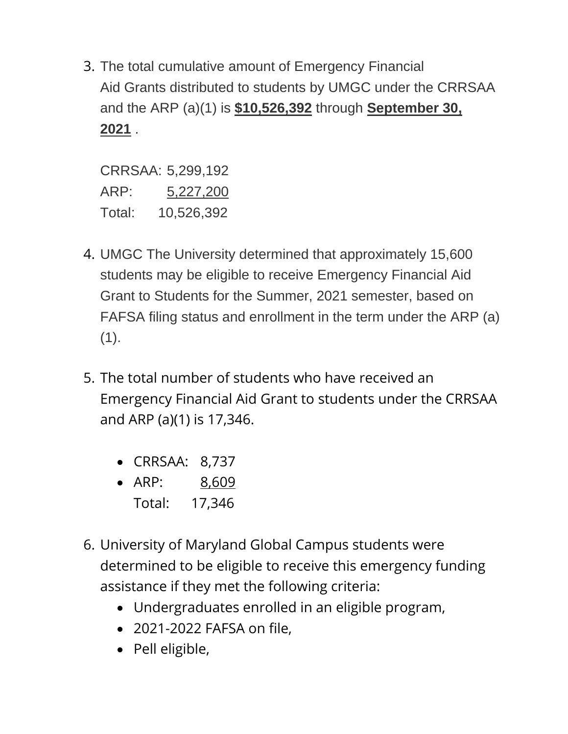3. The total cumulative amount of Emergency Financial Aid Grants distributed to students by UMGC under the CRRSAA and the ARP (a)(1) is **$10,526,392** through **September 30, 2021** .

   CRRSAA: 5,299,192
   ARP: 5,227,200
   Total: 10,526,392

4. UMGC The University determined that approximately 15,600 students may be eligible to receive Emergency Financial Aid Grant to Students for the Summer, 2021 semester, based on FAFSA filing status and enrollment in the term under the ARP (a)(1).

5. The total number of students who have received an Emergency Financial Aid Grant to students under the CRRSAA and ARP (a)(1) is 17,346.

   - CRRSAA: 8,737
   - ARP: 8,609
     Total: 17,346

6. University of Maryland Global Campus students were determined to be eligible to receive this emergency funding assistance if they met the following criteria:
   - Undergraduates enrolled in an eligible program,
   - 2021-2022 FAFSA on file,
   - Pell eligible,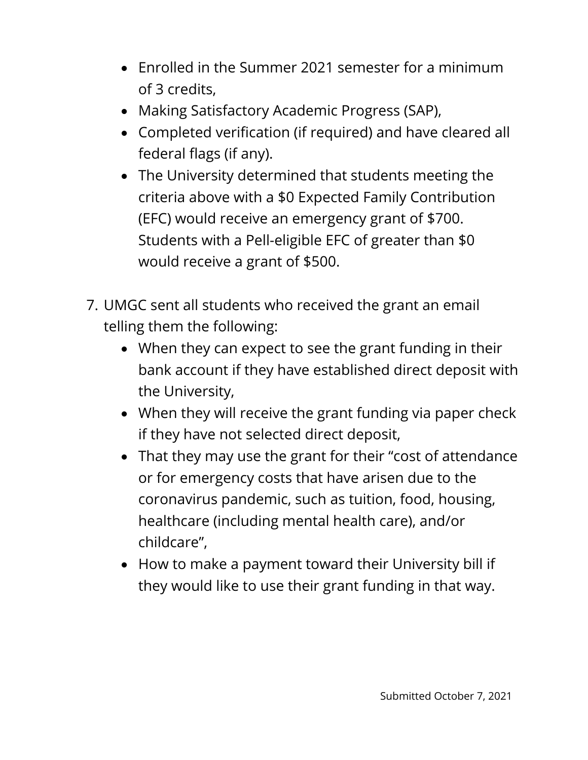- Enrolled in the Summer 2021 semester for a minimum of 3 credits,
- Making Satisfactory Academic Progress (SAP),
- Completed verification (if required) and have cleared all federal flags (if any).
- The University determined that students meeting the criteria above with a $0 Expected Family Contribution (EFC) would receive an emergency grant of $700. Students with a Pell-eligible EFC of greater than $0 would receive a grant of $500.

7. UMGC sent all students who received the grant an email telling them the following:
   - When they can expect to see the grant funding in their bank account if they have established direct deposit with the University,
   - When they will receive the grant funding via paper check if they have not selected direct deposit,
   - That they may use the grant for their "cost of attendance or for emergency costs that have arisen due to the coronavirus pandemic, such as tuition, food, housing, healthcare (including mental health care), and/or childcare",
   - How to make a payment toward their University bill if they would like to use their grant funding in that way.

Submitted October 7, 2021